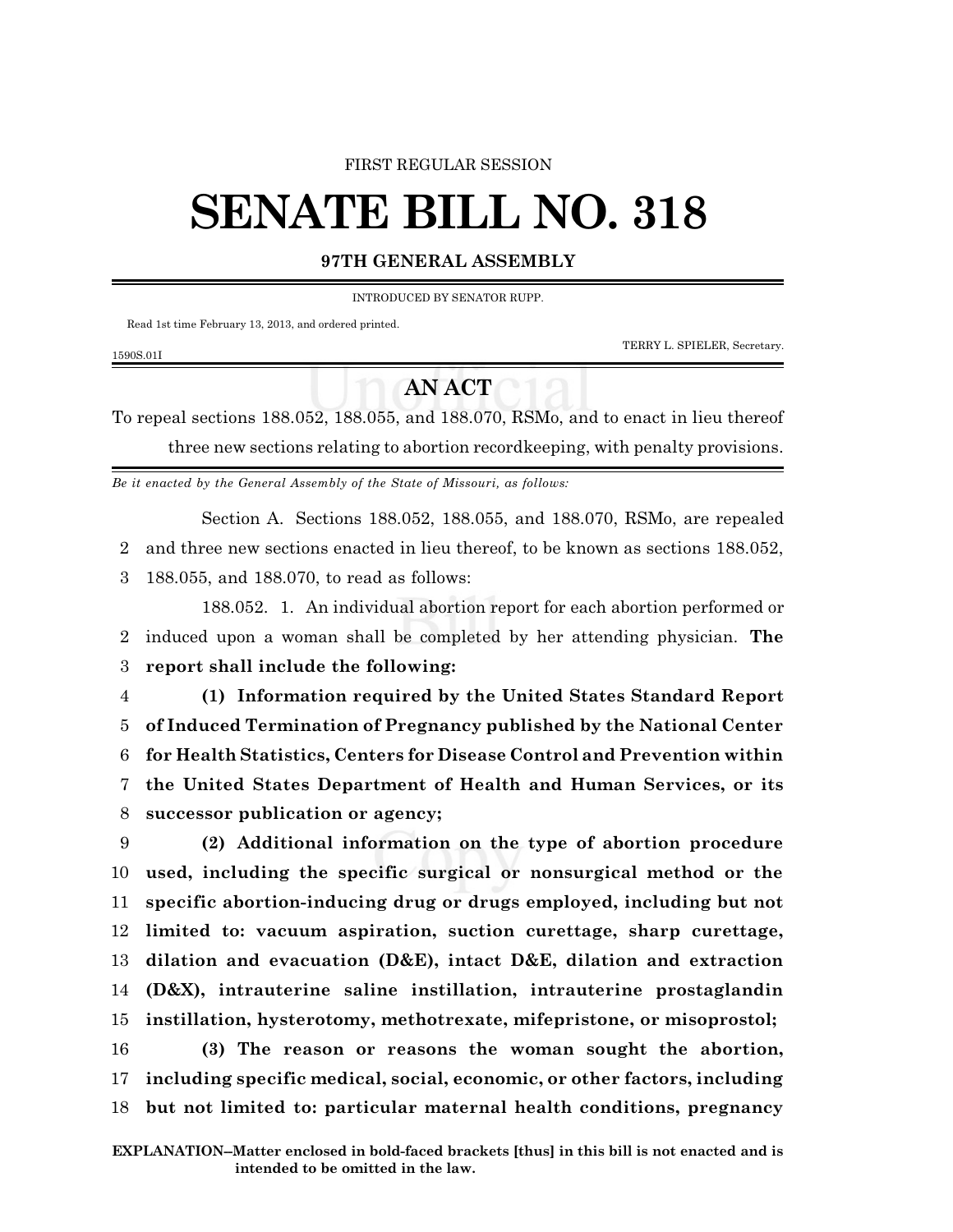FIRST REGULAR SESSION

# SENATE BILL NO. 318

**97TH GENERAL ASSEMBLY**

INTRODUCED BY SENATOR RUPP.

Read 1st time February 13, 2013, and ordered printed.

TERRY L. SPIELER, Secretary.

1590S.01I

## AN ACT

To repeal sections 188.052, 188.055, and 188.070, RSMo, and to enact in lieu thereof three new sections relating to abortion recordkeeping, with penalty provisions.

*Be it enacted by the General Assembly of the State of Missouri, as follows:*

Section A. Sections 188.052, 188.055, and 188.070, RSMo, are repealed and three new sections enacted in lieu thereof, to be known as sections 188.052, 188.055, and 188.070, to read as follows:

188.052. 1. An individual abortion report for each abortion performed or induced upon a woman shall be completed by her attending physician. **The report shall include the following:**

**(1) Information required by the United States Standard Report of Induced Termination of Pregnancy published by the National Center for Health Statistics, Centers for Disease Control and Prevention within the United States Department of Health and Human Services, or its successor publication or agency;**

**(2) Additional information on the type of abortion procedure used, including the specific surgical or nonsurgical method or the specific abortion-inducing drug or drugs employed, including but not limited to: vacuum aspiration, suction curettage, sharp curettage, dilation and evacuation (D&E), intact D&E, dilation and extraction (D&X), intrauterine saline instillation, intrauterine prostaglandin instillation, hysterotomy, methotrexate, mifepristone, or misoprostol;**

**(3) The reason or reasons the woman sought the abortion, including specific medical, social, economic, or other factors, including but not limited to: particular maternal health conditions, pregnancy**

**EXPLANATION–Matter enclosed in bold-faced brackets [thus] in this bill is not enacted and is intended to be omitted in the law.**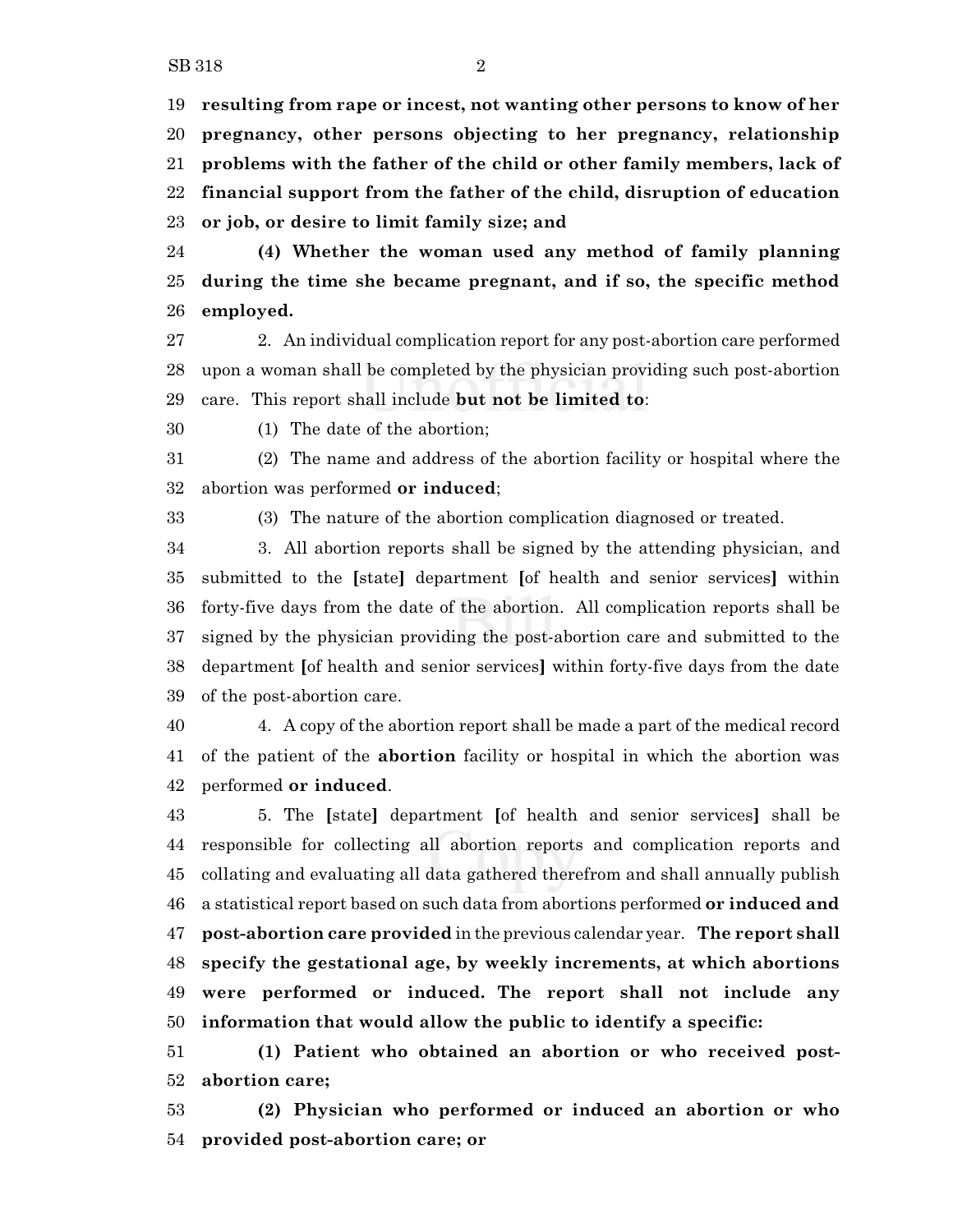**resulting from rape or incest, not wanting other persons to know of her pregnancy, other persons objecting to her pregnancy, relationship problems with the father of the child or other family members, lack of financial support from the father of the child, disruption of education or job, or desire to limit family size; and**

**(4) Whether the woman used any method of family planning during the time she became pregnant, and if so, the specific method employed.**

2. An individual complication report for any post-abortion care performed upon a woman shall be completed by the physician providing such post-abortion care. This report shall include **but not be limited to**:

(1) The date of the abortion;

(2) The name and address of the abortion facility or hospital where the abortion was performed **or induced**;

(3) The nature of the abortion complication diagnosed or treated.

3. All abortion reports shall be signed by the attending physician, and submitted to the [state] department [of health and senior services] within forty-five days from the date of the abortion. All complication reports shall be signed by the physician providing the post-abortion care and submitted to the department [of health and senior services] within forty-five days from the date of the post-abortion care.

4. A copy of the abortion report shall be made a part of the medical record of the patient of the **abortion** facility or hospital in which the abortion was performed **or induced**.

5. The [state] department [of health and senior services] shall be responsible for collecting all abortion reports and complication reports and collating and evaluating all data gathered therefrom and shall annually publish a statistical report based on such data from abortions performed **or induced and post-abortion care provided** in the previous calendar year. **The report shall specify the gestational age, by weekly increments, at which abortions were performed or induced. The report shall not include any information that would allow the public to identify a specific:**

**(1) Patient who obtained an abortion or who received post-abortion care;**

**(2) Physician who performed or induced an abortion or who provided post-abortion care; or**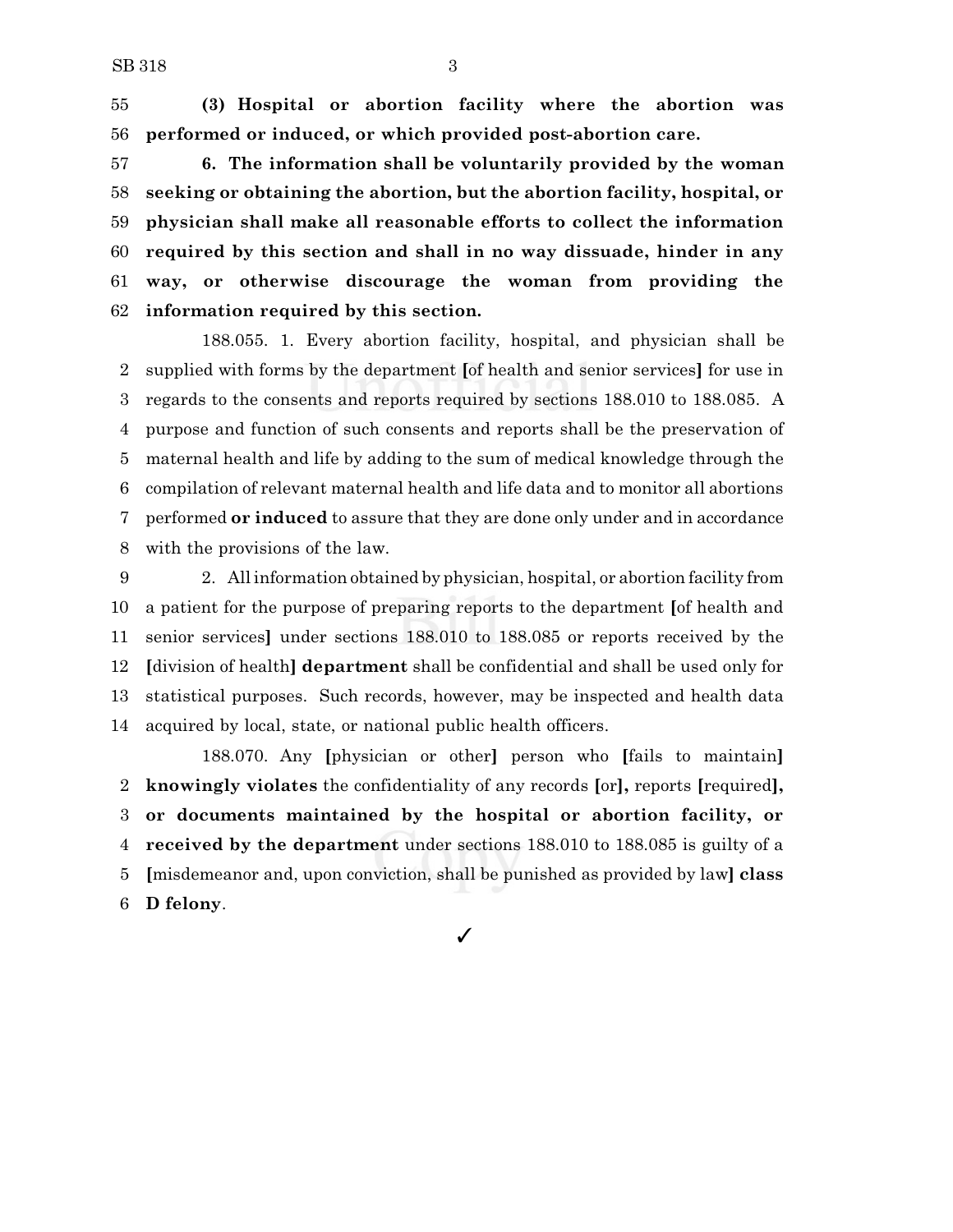55 **(3) Hospital or abortion facility where the abortion was**
56 **performed or induced, or which provided post-abortion care.**

57 **6. The information shall be voluntarily provided by the woman**
58 **seeking or obtaining the abortion, but the abortion facility, hospital, or**
59 **physician shall make all reasonable efforts to collect the information**
60 **required by this section and shall in no way dissuade, hinder in any**
61 **way, or otherwise discourage the woman from providing the**
62 **information required by this section.**

188.055. 1. Every abortion facility, hospital, and physician shall be
2 supplied with forms by the department **[**of health and senior services**]** for use in
3 regards to the consents and reports required by sections 188.010 to 188.085. A
4 purpose and function of such consents and reports shall be the preservation of
5 maternal health and life by adding to the sum of medical knowledge through the
6 compilation of relevant maternal health and life data and to monitor all abortions
7 performed **or induced** to assure that they are done only under and in accordance
8 with the provisions of the law.

9 2. All information obtained by physician, hospital, or abortion facility from
10 a patient for the purpose of preparing reports to the department **[**of health and
11 senior services**]** under sections 188.010 to 188.085 or reports received by the
12 **[**division of health**]** **department** shall be confidential and shall be used only for
13 statistical purposes. Such records, however, may be inspected and health data
14 acquired by local, state, or national public health officers.

188.070. Any **[**physician or other**]** person who **[**fails to maintain**]**
2 **knowingly violates** the confidentiality of any records **[**or**]**, reports **[**required**]**,
3 **or documents maintained by the hospital or abortion facility, or**
4 **received by the department** under sections 188.010 to 188.085 is guilty of a
5 **[**misdemeanor and, upon conviction, shall be punished as provided by law**]** **class**
6 **D felony**.

✓